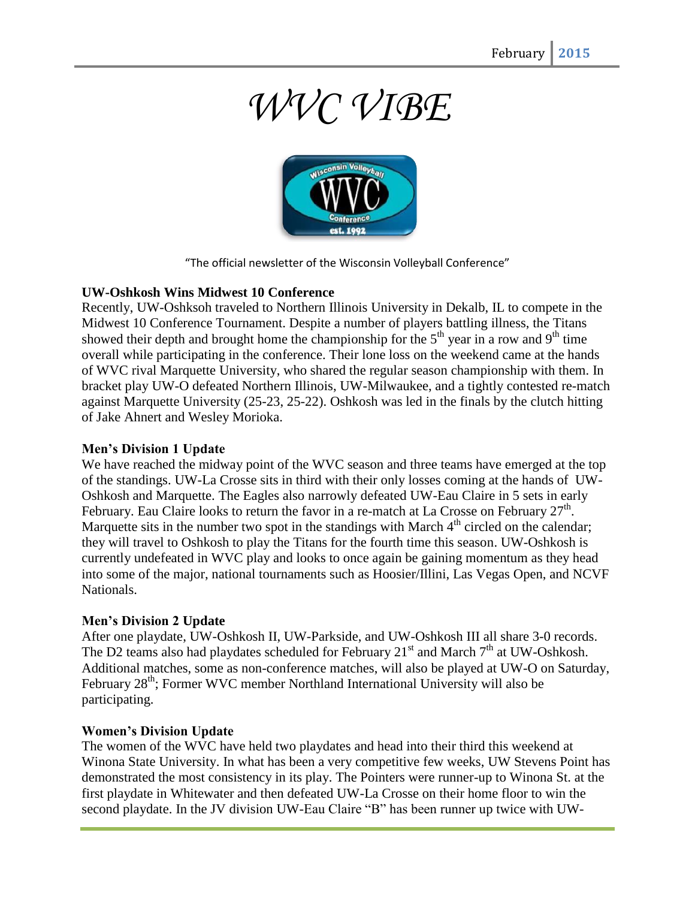# WVC VIBE

"The official newsletter of the Wisconsin Volleyball Conference"

### UW-Oshkosh Wins Midwest 10 Conference

Recently, UW-Oshksoh traveled to Northern Illinois University in Dekalb, IL to compete in the Midwest 10 Conference Tournament. Despite a number of players battling illness, the Titans showed their depth and brought home the championship for the 5th year in a row and 9th time overall while participating in the conference. Their lone loss on the weekend came at the hands of WVC rival Marquette University, who shared the regular season championship with them. In bracket play UW-O defeated Northern Illinois, UW-Milwaukee, and a tightly contested re-match against Marquette University (25-23, 25-22). Oshkosh was led in the finals by the clutch hitting of Jake Ahnert and Wesley Morioka.

### Men's Division 1 Update

We have reached the midway point of the WVC season and three teams have emerged at the top of the standings. UW-La Crosse sits in third with their only losses coming at the hands of UW-Oshkosh and Marquette. The Eagles also narrowly defeated UW-Eau Claire in 5 sets in early February. Eau Claire looks to return the favor in a re-match at La Crosse on February 27th. Marquette sits in the number two spot in the standings with March 4th circled on the calendar; they will travel to Oshkosh to play the Titans for the fourth time this season. UW-Oshkosh is currently undefeated in WVC play and looks to once again be gaining momentum as they head into some of the major, national tournaments such as Hoosier/Illini, Las Vegas Open, and NCVF Nationals.

### Men's Division 2 Update

After one playdate, UW-Oshkosh II, UW-Parkside, and UW-Oshkosh III all share 3-0 records. The D2 teams also had playdates scheduled for February 21st and March 7th at UW-Oshkosh. Additional matches, some as non-conference matches, will also be played at UW-O on Saturday, February 28th; Former WVC member Northland International University will also be participating.

### Women's Division Update

The women of the WVC have held two playdates and head into their third this weekend at Winona State University. In what has been a very competitive few weeks, UW Stevens Point has demonstrated the most consistency in its play. The Pointers were runner-up to Winona St. at the first playdate in Whitewater and then defeated UW-La Crosse on their home floor to win the second playdate. In the JV division UW-Eau Claire "B" has been runner up twice with UW-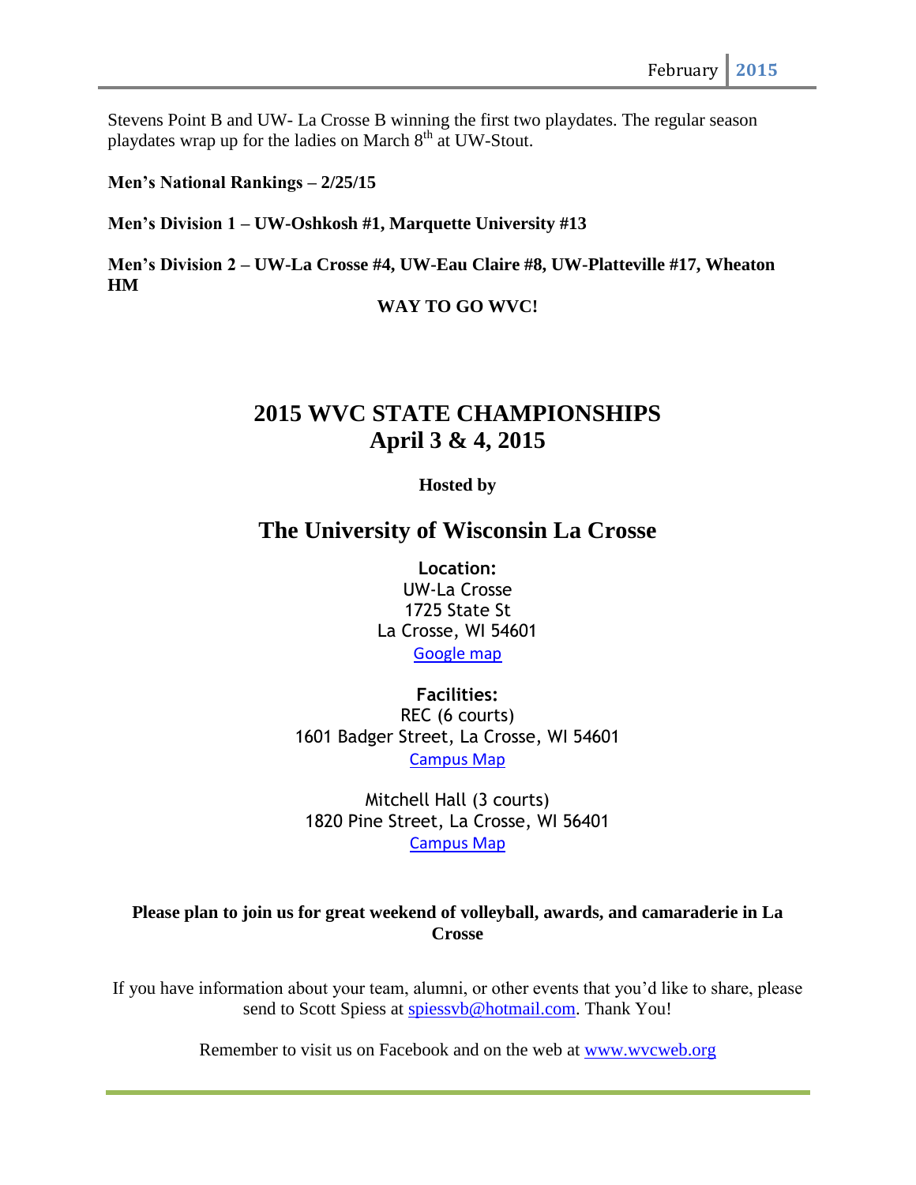Stevens Point B and UW- La Crosse B winning the first two playdates. The regular season playdates wrap up for the ladies on March 8th at UW-Stout.

**Men's National Rankings – 2/25/15**

**Men's Division 1 – UW-Oshkosh #1, Marquette University #13**

**Men's Division 2 – UW-La Crosse #4, UW-Eau Claire #8, UW-Platteville #17, Wheaton HM**

**WAY TO GO WVC!**

# 2015 WVC STATE CHAMPIONSHIPS
# April 3 & 4, 2015

**Hosted by**

## The University of Wisconsin La Crosse

**Location:**
UW-La Crosse
1725 State St
La Crosse, WI 54601
Google map

**Facilities:**
REC (6 courts)
1601 Badger Street, La Crosse, WI 54601
Campus Map

Mitchell Hall (3 courts)
1820 Pine Street, La Crosse, WI 56401
Campus Map

**Please plan to join us for great weekend of volleyball, awards, and camaraderie in La Crosse**

If you have information about your team, alumni, or other events that you'd like to share, please send to Scott Spiess at spiessvb@hotmail.com. Thank You!

Remember to visit us on Facebook and on the web at www.wvcweb.org